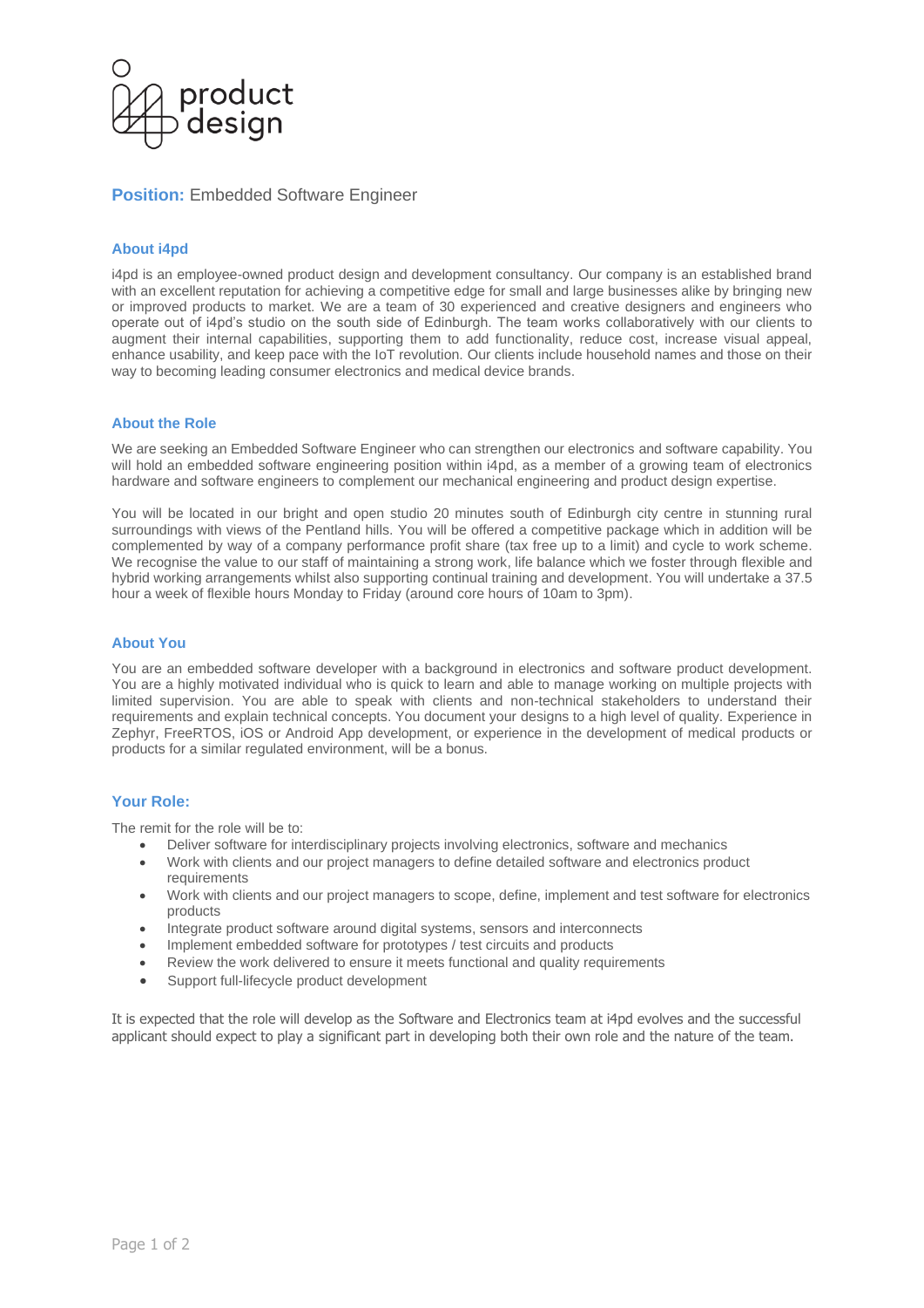i4 product design

# **Position:** Embedded Software Engineer

## About i4pd

i4pd is an employee-owned product design and development consultancy. Our company is an established brand with an excellent reputation for achieving a competitive edge for small and large businesses alike by bringing new or improved products to market. We are a team of 30 experienced and creative designers and engineers who operate out of i4pd's studio on the south side of Edinburgh. The team works collaboratively with our clients to augment their internal capabilities, supporting them to add functionality, reduce cost, increase visual appeal, enhance usability, and keep pace with the IoT revolution. Our clients include household names and those on their way to becoming leading consumer electronics and medical device brands.

## About the Role

We are seeking an Embedded Software Engineer who can strengthen our electronics and software capability. You will hold an embedded software engineering position within i4pd, as a member of a growing team of electronics hardware and software engineers to complement our mechanical engineering and product design expertise.

You will be located in our bright and open studio 20 minutes south of Edinburgh city centre in stunning rural surroundings with views of the Pentland hills. You will be offered a competitive package which in addition will be complemented by way of a company performance profit share (tax free up to a limit) and cycle to work scheme. We recognise the value to our staff of maintaining a strong work, life balance which we foster through flexible and hybrid working arrangements whilst also supporting continual training and development. You will undertake a 37.5 hour a week of flexible hours Monday to Friday (around core hours of 10am to 3pm).

## About You

You are an embedded software developer with a background in electronics and software product development. You are a highly motivated individual who is quick to learn and able to manage working on multiple projects with limited supervision. You are able to speak with clients and non-technical stakeholders to understand their requirements and explain technical concepts. You document your designs to a high level of quality. Experience in Zephyr, FreeRTOS, iOS or Android App development, or experience in the development of medical products or products for a similar regulated environment, will be a bonus.

## Your Role:

The remit for the role will be to:

- Deliver software for interdisciplinary projects involving electronics, software and mechanics
- Work with clients and our project managers to define detailed software and electronics product requirements
- Work with clients and our project managers to scope, define, implement and test software for electronics products
- Integrate product software around digital systems, sensors and interconnects
- Implement embedded software for prototypes / test circuits and products
- Review the work delivered to ensure it meets functional and quality requirements
- Support full-lifecycle product development

It is expected that the role will develop as the Software and Electronics team at i4pd evolves and the successful applicant should expect to play a significant part in developing both their own role and the nature of the team.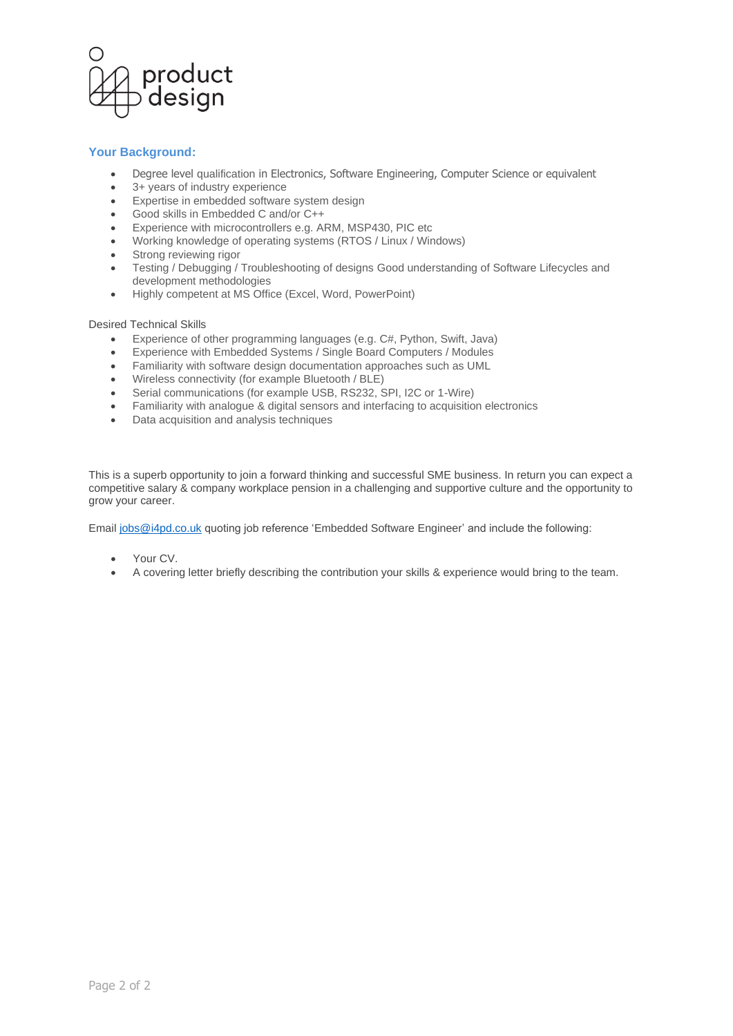### Your Background:

- Degree level qualification in Electronics, Software Engineering, Computer Science or equivalent
- 3+ years of industry experience
- Expertise in embedded software system design
- Good skills in Embedded C and/or C++
- Experience with microcontrollers e.g. ARM, MSP430, PIC etc
- Working knowledge of operating systems (RTOS / Linux / Windows)
- Strong reviewing rigor
- Testing / Debugging / Troubleshooting of designs Good understanding of Software Lifecycles and development methodologies
- Highly competent at MS Office (Excel, Word, PowerPoint)

Desired Technical Skills

- Experience of other programming languages (e.g. C#, Python, Swift, Java)
- Experience with Embedded Systems / Single Board Computers / Modules
- Familiarity with software design documentation approaches such as UML
- Wireless connectivity (for example Bluetooth / BLE)
- Serial communications (for example USB, RS232, SPI, I2C or 1-Wire)
- Familiarity with analogue & digital sensors and interfacing to acquisition electronics
- Data acquisition and analysis techniques

This is a superb opportunity to join a forward thinking and successful SME business. In return you can expect a competitive salary & company workplace pension in a challenging and supportive culture and the opportunity to grow your career.

Email jobs@i4pd.co.uk quoting job reference 'Embedded Software Engineer' and include the following:

- Your CV.
- A covering letter briefly describing the contribution your skills & experience would bring to the team.